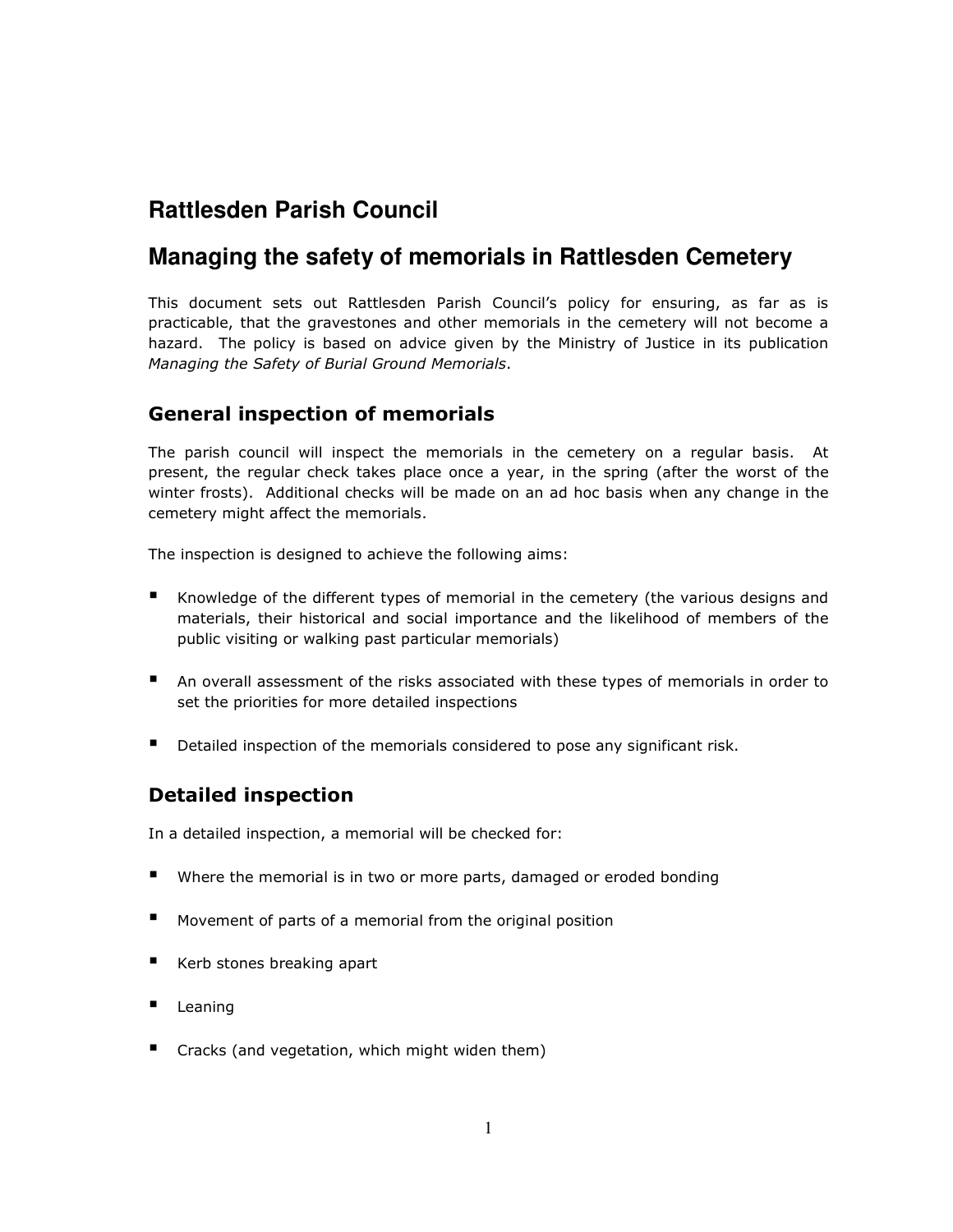# Rattlesden Parish Council

# Managing the safety of memorials in Rattlesden Cemetery

This document sets out Rattlesden Parish Council's policy for ensuring, as far as is practicable, that the gravestones and other memorials in the cemetery will not become a hazard. The policy is based on advice given by the Ministry of Justice in its publication *Managing the Safety of Burial Ground Memorials*.

## General inspection of memorials

The parish council will inspect the memorials in the cemetery on a regular basis. At present, the regular check takes place once a year, in the spring (after the worst of the winter frosts). Additional checks will be made on an ad hoc basis when any change in the cemetery might affect the memorials.

The inspection is designed to achieve the following aims:

- Knowledge of the different types of memorial in the cemetery (the various designs and materials, their historical and social importance and the likelihood of members of the public visiting or walking past particular memorials)
- An overall assessment of the risks associated with these types of memorials in order to set the priorities for more detailed inspections
- Detailed inspection of the memorials considered to pose any significant risk.

## Detailed inspection

In a detailed inspection, a memorial will be checked for:

- Where the memorial is in two or more parts, damaged or eroded bonding
- Movement of parts of a memorial from the original position
- Kerb stones breaking apart
- Leaning
- Cracks (and vegetation, which might widen them)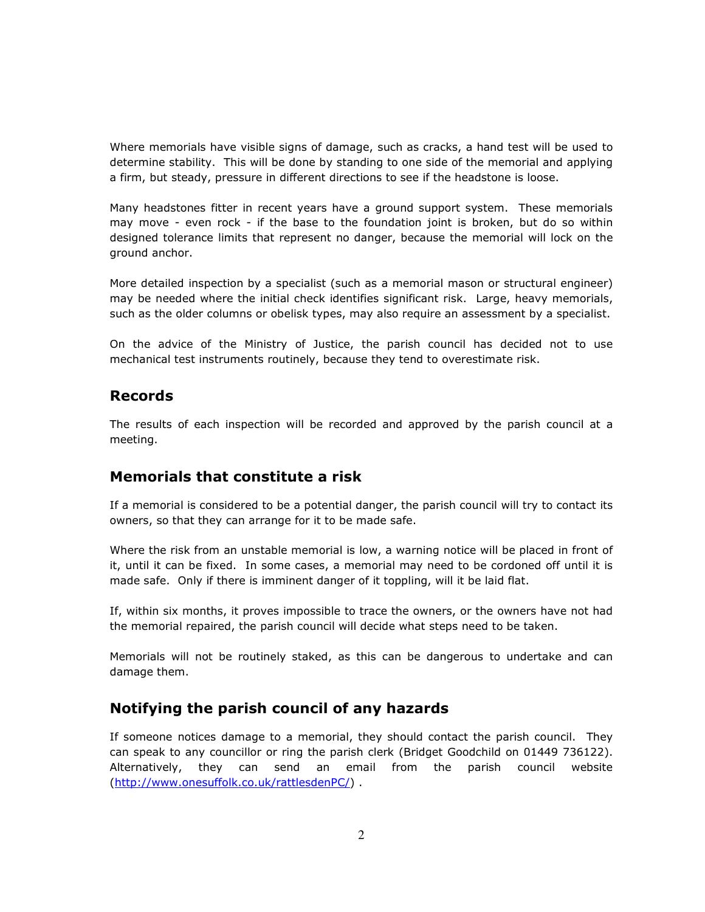Where memorials have visible signs of damage, such as cracks, a hand test will be used to determine stability. This will be done by standing to one side of the memorial and applying a firm, but steady, pressure in different directions to see if the headstone is loose.

Many headstones fitter in recent years have a ground support system. These memorials may move - even rock - if the base to the foundation joint is broken, but do so within designed tolerance limits that represent no danger, because the memorial will lock on the ground anchor.

More detailed inspection by a specialist (such as a memorial mason or structural engineer) may be needed where the initial check identifies significant risk. Large, heavy memorials, such as the older columns or obelisk types, may also require an assessment by a specialist.

On the advice of the Ministry of Justice, the parish council has decided not to use mechanical test instruments routinely, because they tend to overestimate risk.

## Records

The results of each inspection will be recorded and approved by the parish council at a meeting.

## Memorials that constitute a risk

If a memorial is considered to be a potential danger, the parish council will try to contact its owners, so that they can arrange for it to be made safe.

Where the risk from an unstable memorial is low, a warning notice will be placed in front of it, until it can be fixed. In some cases, a memorial may need to be cordoned off until it is made safe. Only if there is imminent danger of it toppling, will it be laid flat.

If, within six months, it proves impossible to trace the owners, or the owners have not had the memorial repaired, the parish council will decide what steps need to be taken.

Memorials will not be routinely staked, as this can be dangerous to undertake and can damage them.

## Notifying the parish council of any hazards

If someone notices damage to a memorial, they should contact the parish council. They can speak to any councillor or ring the parish clerk (Bridget Goodchild on 01449 736122). Alternatively, they can send an email from the parish council website (http://www.onesuffolk.co.uk/rattlesdenPC/) .